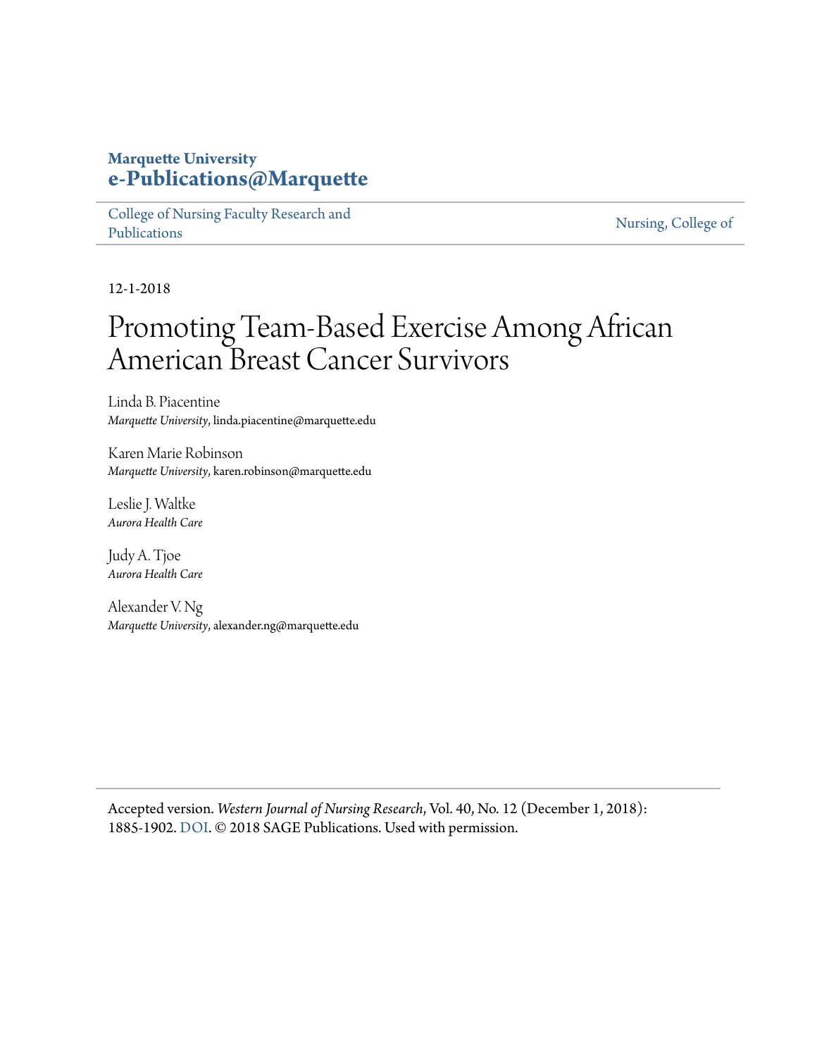**Marquette University**
**e-Publications@Marquette**

College of Nursing Faculty Research and Publications | Nursing, College of

12-1-2018

# Promoting Team-Based Exercise Among African American Breast Cancer Survivors

Linda B. Piacentine
*Marquette University*, linda.piacentine@marquette.edu

Karen Marie Robinson
*Marquette University*, karen.robinson@marquette.edu

Leslie J. Waltke
*Aurora Health Care*

Judy A. Tjoe
*Aurora Health Care*

Alexander V. Ng
*Marquette University*, alexander.ng@marquette.edu

---

Accepted version. *Western Journal of Nursing Research*, Vol. 40, No. 12 (December 1, 2018): 1885-1902. DOI. © 2018 SAGE Publications. Used with permission.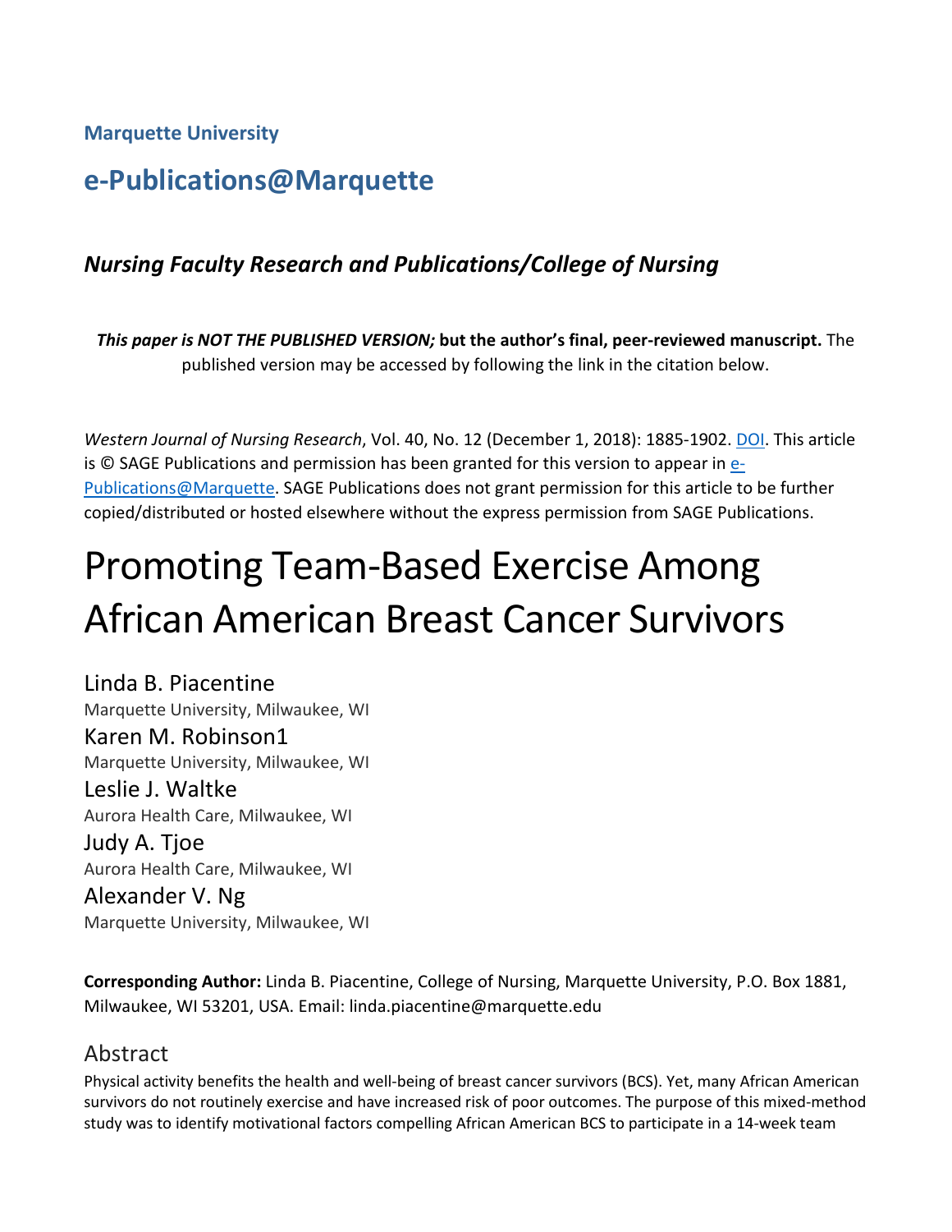**Marquette University**

# e-Publications@Marquette

### *Nursing Faculty Research and Publications/College of Nursing*

***This paper is NOT THE PUBLISHED VERSION;* but the author's final, peer-reviewed manuscript.** The published version may be accessed by following the link in the citation below.

*Western Journal of Nursing Research*, Vol. 40, No. 12 (December 1, 2018): 1885-1902. DOI. This article is © SAGE Publications and permission has been granted for this version to appear in e-Publications@Marquette. SAGE Publications does not grant permission for this article to be further copied/distributed or hosted elsewhere without the express permission from SAGE Publications.

# Promoting Team-Based Exercise Among African American Breast Cancer Survivors

Linda B. Piacentine
Marquette University, Milwaukee, WI

Karen M. Robinson1
Marquette University, Milwaukee, WI

Leslie J. Waltke
Aurora Health Care, Milwaukee, WI

Judy A. Tjoe
Aurora Health Care, Milwaukee, WI

Alexander V. Ng
Marquette University, Milwaukee, WI

**Corresponding Author:** Linda B. Piacentine, College of Nursing, Marquette University, P.O. Box 1881, Milwaukee, WI 53201, USA. Email: linda.piacentine@marquette.edu

## Abstract

Physical activity benefits the health and well-being of breast cancer survivors (BCS). Yet, many African American survivors do not routinely exercise and have increased risk of poor outcomes. The purpose of this mixed-method study was to identify motivational factors compelling African American BCS to participate in a 14-week team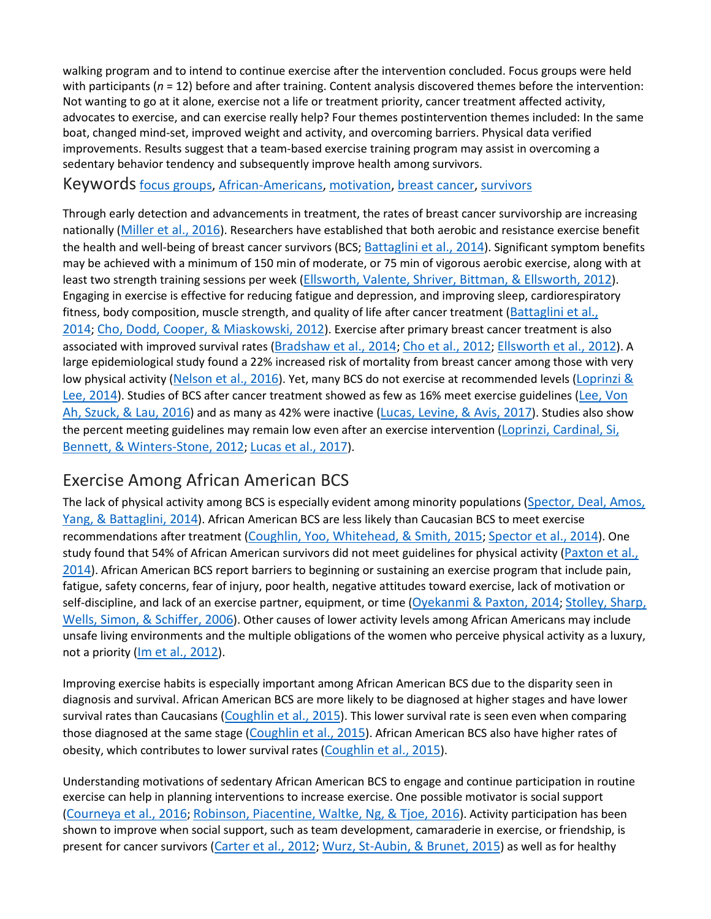walking program and to intend to continue exercise after the intervention concluded. Focus groups were held with participants (*n* = 12) before and after training. Content analysis discovered themes before the intervention: Not wanting to go at it alone, exercise not a life or treatment priority, cancer treatment affected activity, advocates to exercise, and can exercise really help? Four themes postintervention themes included: In the same boat, changed mind-set, improved weight and activity, and overcoming barriers. Physical data verified improvements. Results suggest that a team-based exercise training program may assist in overcoming a sedentary behavior tendency and subsequently improve health among survivors.

## Keywords

focus groups, African-Americans, motivation, breast cancer, survivors

Through early detection and advancements in treatment, the rates of breast cancer survivorship are increasing nationally (Miller et al., 2016). Researchers have established that both aerobic and resistance exercise benefit the health and well-being of breast cancer survivors (BCS; Battaglini et al., 2014). Significant symptom benefits may be achieved with a minimum of 150 min of moderate, or 75 min of vigorous aerobic exercise, along with at least two strength training sessions per week (Ellsworth, Valente, Shriver, Bittman, & Ellsworth, 2012). Engaging in exercise is effective for reducing fatigue and depression, and improving sleep, cardiorespiratory fitness, body composition, muscle strength, and quality of life after cancer treatment (Battaglini et al., 2014; Cho, Dodd, Cooper, & Miaskowski, 2012). Exercise after primary breast cancer treatment is also associated with improved survival rates (Bradshaw et al., 2014; Cho et al., 2012; Ellsworth et al., 2012). A large epidemiological study found a 22% increased risk of mortality from breast cancer among those with very low physical activity (Nelson et al., 2016). Yet, many BCS do not exercise at recommended levels (Loprinzi & Lee, 2014). Studies of BCS after cancer treatment showed as few as 16% meet exercise guidelines (Lee, Von Ah, Szuck, & Lau, 2016) and as many as 42% were inactive (Lucas, Levine, & Avis, 2017). Studies also show the percent meeting guidelines may remain low even after an exercise intervention (Loprinzi, Cardinal, Si, Bennett, & Winters-Stone, 2012; Lucas et al., 2017).

## Exercise Among African American BCS

The lack of physical activity among BCS is especially evident among minority populations (Spector, Deal, Amos, Yang, & Battaglini, 2014). African American BCS are less likely than Caucasian BCS to meet exercise recommendations after treatment (Coughlin, Yoo, Whitehead, & Smith, 2015; Spector et al., 2014). One study found that 54% of African American survivors did not meet guidelines for physical activity (Paxton et al., 2014). African American BCS report barriers to beginning or sustaining an exercise program that include pain, fatigue, safety concerns, fear of injury, poor health, negative attitudes toward exercise, lack of motivation or self-discipline, and lack of an exercise partner, equipment, or time (Oyekanmi & Paxton, 2014; Stolley, Sharp, Wells, Simon, & Schiffer, 2006). Other causes of lower activity levels among African Americans may include unsafe living environments and the multiple obligations of the women who perceive physical activity as a luxury, not a priority (Im et al., 2012).

Improving exercise habits is especially important among African American BCS due to the disparity seen in diagnosis and survival. African American BCS are more likely to be diagnosed at higher stages and have lower survival rates than Caucasians (Coughlin et al., 2015). This lower survival rate is seen even when comparing those diagnosed at the same stage (Coughlin et al., 2015). African American BCS also have higher rates of obesity, which contributes to lower survival rates (Coughlin et al., 2015).

Understanding motivations of sedentary African American BCS to engage and continue participation in routine exercise can help in planning interventions to increase exercise. One possible motivator is social support (Courneya et al., 2016; Robinson, Piacentine, Waltke, Ng, & Tjoe, 2016). Activity participation has been shown to improve when social support, such as team development, camaraderie in exercise, or friendship, is present for cancer survivors (Carter et al., 2012; Wurz, St-Aubin, & Brunet, 2015) as well as for healthy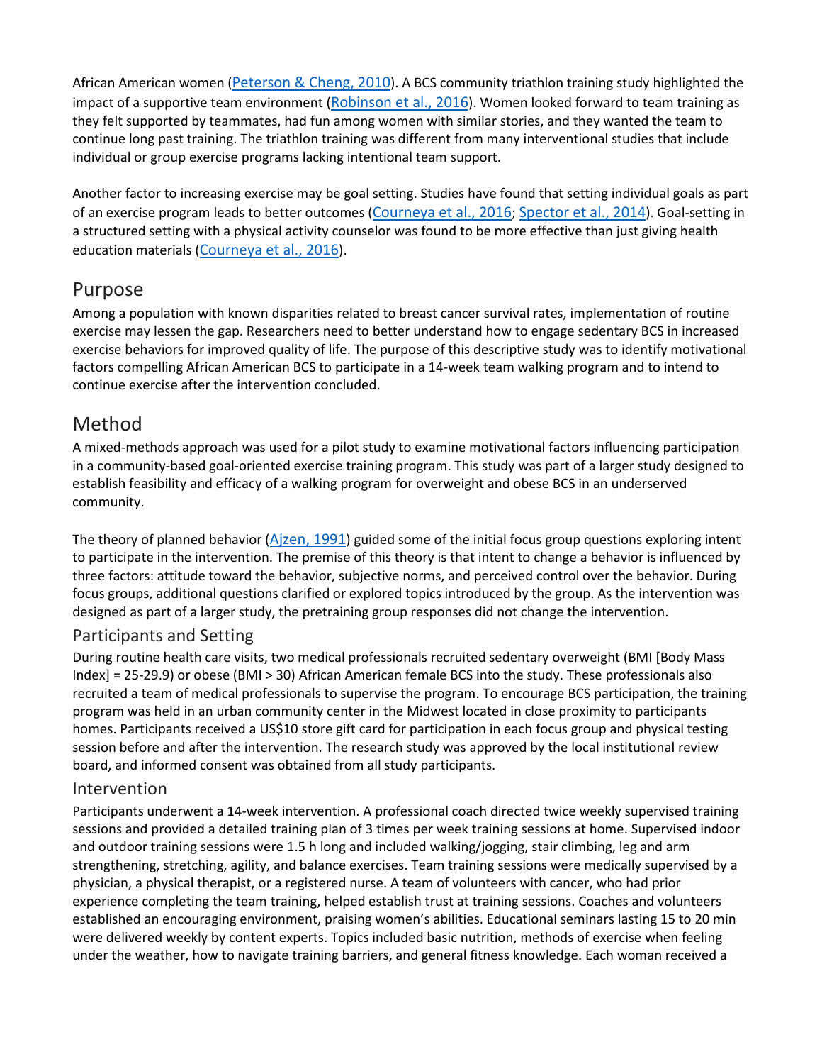African American women (Peterson & Cheng, 2010). A BCS community triathlon training study highlighted the impact of a supportive team environment (Robinson et al., 2016). Women looked forward to team training as they felt supported by teammates, had fun among women with similar stories, and they wanted the team to continue long past training. The triathlon training was different from many interventional studies that include individual or group exercise programs lacking intentional team support.

Another factor to increasing exercise may be goal setting. Studies have found that setting individual goals as part of an exercise program leads to better outcomes (Courneya et al., 2016; Spector et al., 2014). Goal-setting in a structured setting with a physical activity counselor was found to be more effective than just giving health education materials (Courneya et al., 2016).

## Purpose

Among a population with known disparities related to breast cancer survival rates, implementation of routine exercise may lessen the gap. Researchers need to better understand how to engage sedentary BCS in increased exercise behaviors for improved quality of life. The purpose of this descriptive study was to identify motivational factors compelling African American BCS to participate in a 14-week team walking program and to intend to continue exercise after the intervention concluded.

## Method

A mixed-methods approach was used for a pilot study to examine motivational factors influencing participation in a community-based goal-oriented exercise training program. This study was part of a larger study designed to establish feasibility and efficacy of a walking program for overweight and obese BCS in an underserved community.

The theory of planned behavior (Ajzen, 1991) guided some of the initial focus group questions exploring intent to participate in the intervention. The premise of this theory is that intent to change a behavior is influenced by three factors: attitude toward the behavior, subjective norms, and perceived control over the behavior. During focus groups, additional questions clarified or explored topics introduced by the group. As the intervention was designed as part of a larger study, the pretraining group responses did not change the intervention.

### Participants and Setting

During routine health care visits, two medical professionals recruited sedentary overweight (BMI [Body Mass Index] = 25-29.9) or obese (BMI > 30) African American female BCS into the study. These professionals also recruited a team of medical professionals to supervise the program. To encourage BCS participation, the training program was held in an urban community center in the Midwest located in close proximity to participants homes. Participants received a US$10 store gift card for participation in each focus group and physical testing session before and after the intervention. The research study was approved by the local institutional review board, and informed consent was obtained from all study participants.

### Intervention

Participants underwent a 14-week intervention. A professional coach directed twice weekly supervised training sessions and provided a detailed training plan of 3 times per week training sessions at home. Supervised indoor and outdoor training sessions were 1.5 h long and included walking/jogging, stair climbing, leg and arm strengthening, stretching, agility, and balance exercises. Team training sessions were medically supervised by a physician, a physical therapist, or a registered nurse. A team of volunteers with cancer, who had prior experience completing the team training, helped establish trust at training sessions. Coaches and volunteers established an encouraging environment, praising women's abilities. Educational seminars lasting 15 to 20 min were delivered weekly by content experts. Topics included basic nutrition, methods of exercise when feeling under the weather, how to navigate training barriers, and general fitness knowledge. Each woman received a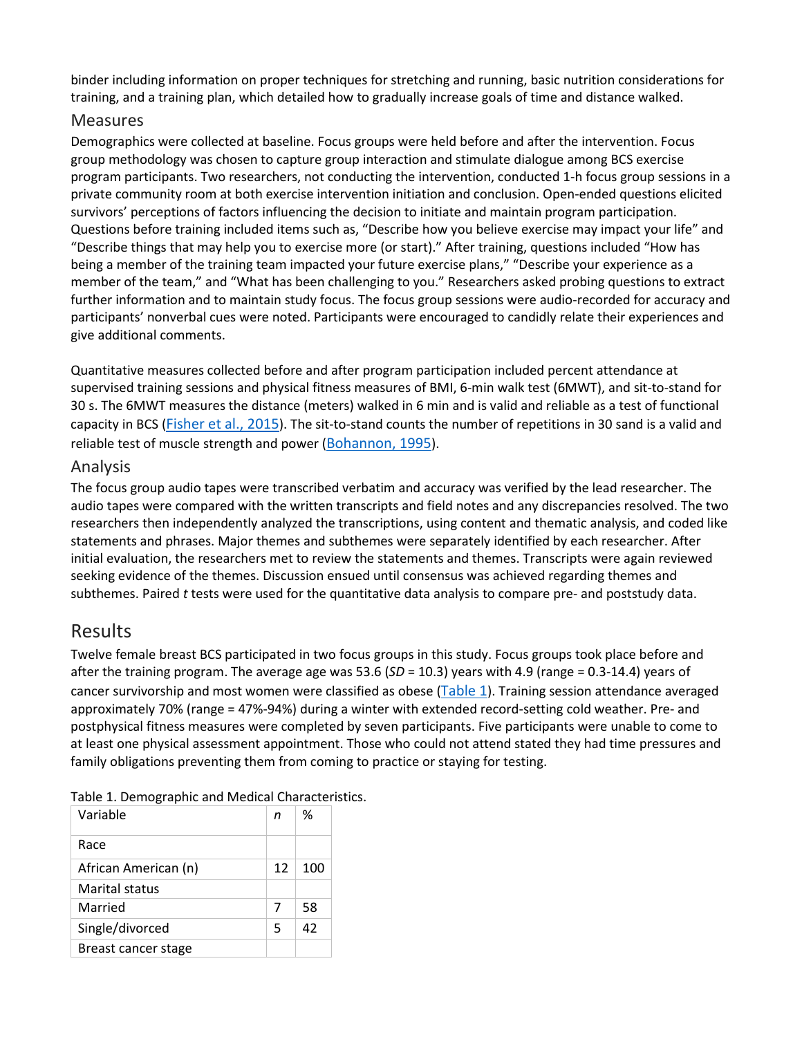binder including information on proper techniques for stretching and running, basic nutrition considerations for training, and a training plan, which detailed how to gradually increase goals of time and distance walked.

### Measures

Demographics were collected at baseline. Focus groups were held before and after the intervention. Focus group methodology was chosen to capture group interaction and stimulate dialogue among BCS exercise program participants. Two researchers, not conducting the intervention, conducted 1-h focus group sessions in a private community room at both exercise intervention initiation and conclusion. Open-ended questions elicited survivors' perceptions of factors influencing the decision to initiate and maintain program participation. Questions before training included items such as, "Describe how you believe exercise may impact your life" and "Describe things that may help you to exercise more (or start)." After training, questions included "How has being a member of the training team impacted your future exercise plans," "Describe your experience as a member of the team," and "What has been challenging to you." Researchers asked probing questions to extract further information and to maintain study focus. The focus group sessions were audio-recorded for accuracy and participants' nonverbal cues were noted. Participants were encouraged to candidly relate their experiences and give additional comments.

Quantitative measures collected before and after program participation included percent attendance at supervised training sessions and physical fitness measures of BMI, 6-min walk test (6MWT), and sit-to-stand for 30 s. The 6MWT measures the distance (meters) walked in 6 min and is valid and reliable as a test of functional capacity in BCS (Fisher et al., 2015). The sit-to-stand counts the number of repetitions in 30 sand is a valid and reliable test of muscle strength and power (Bohannon, 1995).

### Analysis

The focus group audio tapes were transcribed verbatim and accuracy was verified by the lead researcher. The audio tapes were compared with the written transcripts and field notes and any discrepancies resolved. The two researchers then independently analyzed the transcriptions, using content and thematic analysis, and coded like statements and phrases. Major themes and subthemes were separately identified by each researcher. After initial evaluation, the researchers met to review the statements and themes. Transcripts were again reviewed seeking evidence of the themes. Discussion ensued until consensus was achieved regarding themes and subthemes. Paired *t* tests were used for the quantitative data analysis to compare pre- and poststudy data.

## Results

Twelve female breast BCS participated in two focus groups in this study. Focus groups took place before and after the training program. The average age was 53.6 (*SD* = 10.3) years with 4.9 (range = 0.3-14.4) years of cancer survivorship and most women were classified as obese (Table 1). Training session attendance averaged approximately 70% (range = 47%-94%) during a winter with extended record-setting cold weather. Pre- and postphysical fitness measures were completed by seven participants. Five participants were unable to come to at least one physical assessment appointment. Those who could not attend stated they had time pressures and family obligations preventing them from coming to practice or staying for testing.

Table 1. Demographic and Medical Characteristics.

| Variable | *n* | % |
|---|---|---|
| Race | | |
| African American (n) | 12 | 100 |
| Marital status | | |
| Married | 7 | 58 |
| Single/divorced | 5 | 42 |
| Breast cancer stage | | |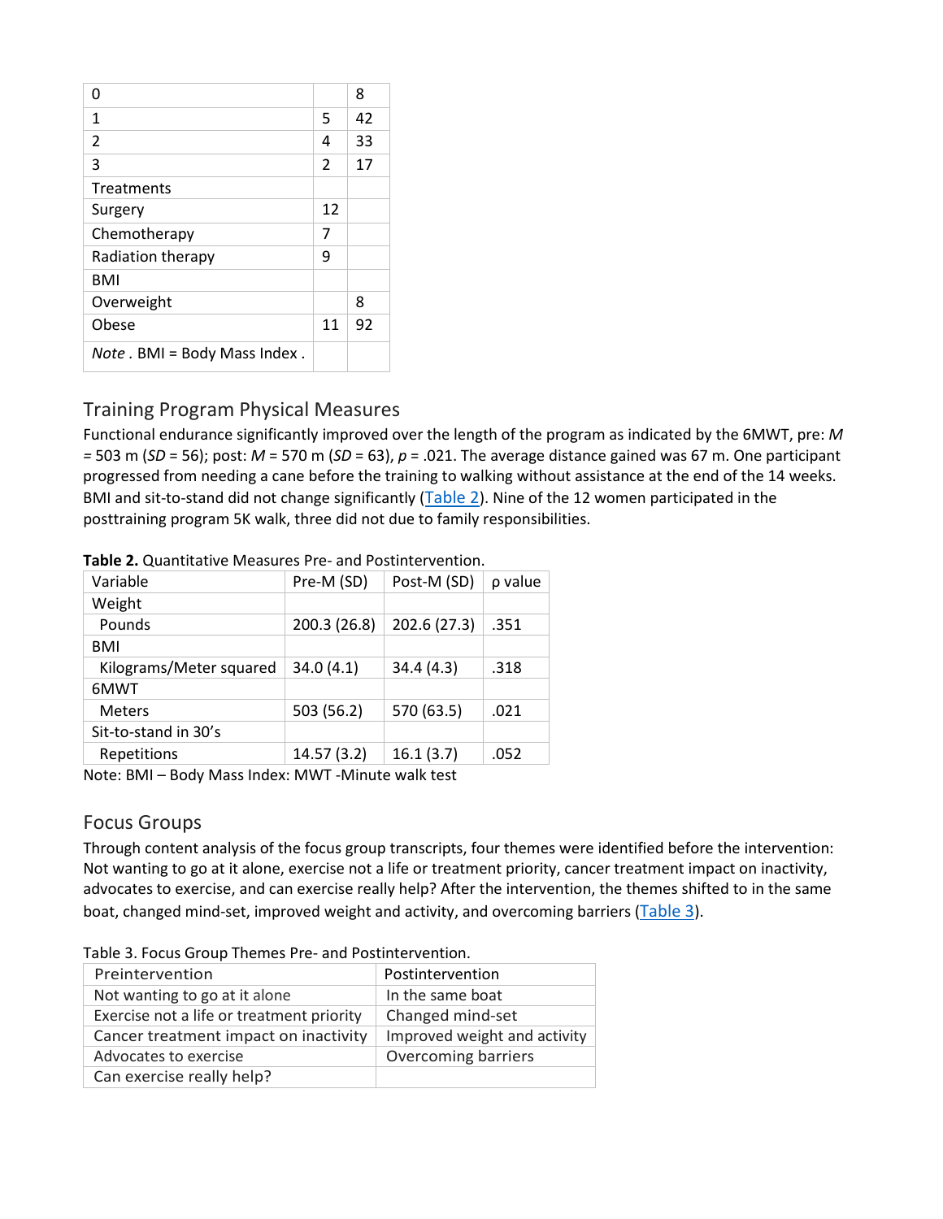| | | |
|---|---|---|
| 0 | | 8 |
| 1 | 5 | 42 |
| 2 | 4 | 33 |
| 3 | 2 | 17 |
| Treatments | | |
| Surgery | 12 | |
| Chemotherapy | 7 | |
| Radiation therapy | 9 | |
| BMI | | |
| Overweight | | 8 |
| Obese | 11 | 92 |
| *Note* . BMI = Body Mass Index . | | |

## Training Program Physical Measures

Functional endurance significantly improved over the length of the program as indicated by the 6MWT, pre: *M* = 503 m (*SD* = 56); post: *M* = 570 m (*SD* = 63), *p* = .021. The average distance gained was 67 m. One participant progressed from needing a cane before the training to walking without assistance at the end of the 14 weeks. BMI and sit-to-stand did not change significantly (Table 2). Nine of the 12 women participated in the posttraining program 5K walk, three did not due to family responsibilities.

**Table 2.** Quantitative Measures Pre- and Postintervention.

| Variable | Pre-M (SD) | Post-M (SD) | ρ value |
|---|---|---|---|
| Weight | | | |
| Pounds | 200.3 (26.8) | 202.6 (27.3) | .351 |
| BMI | | | |
| Kilograms/Meter squared | 34.0 (4.1) | 34.4 (4.3) | .318 |
| 6MWT | | | |
| Meters | 503 (56.2) | 570 (63.5) | .021 |
| Sit-to-stand in 30's | | | |
| Repetitions | 14.57 (3.2) | 16.1 (3.7) | .052 |

Note: BMI – Body Mass Index: MWT -Minute walk test

## Focus Groups

Through content analysis of the focus group transcripts, four themes were identified before the intervention: Not wanting to go at it alone, exercise not a life or treatment priority, cancer treatment impact on inactivity, advocates to exercise, and can exercise really help? After the intervention, the themes shifted to in the same boat, changed mind-set, improved weight and activity, and overcoming barriers (Table 3).

Table 3. Focus Group Themes Pre- and Postintervention.

| Preintervention | Postintervention |
|---|---|
| Not wanting to go at it alone | In the same boat |
| Exercise not a life or treatment priority | Changed mind-set |
| Cancer treatment impact on inactivity | Improved weight and activity |
| Advocates to exercise | Overcoming barriers |
| Can exercise really help? | |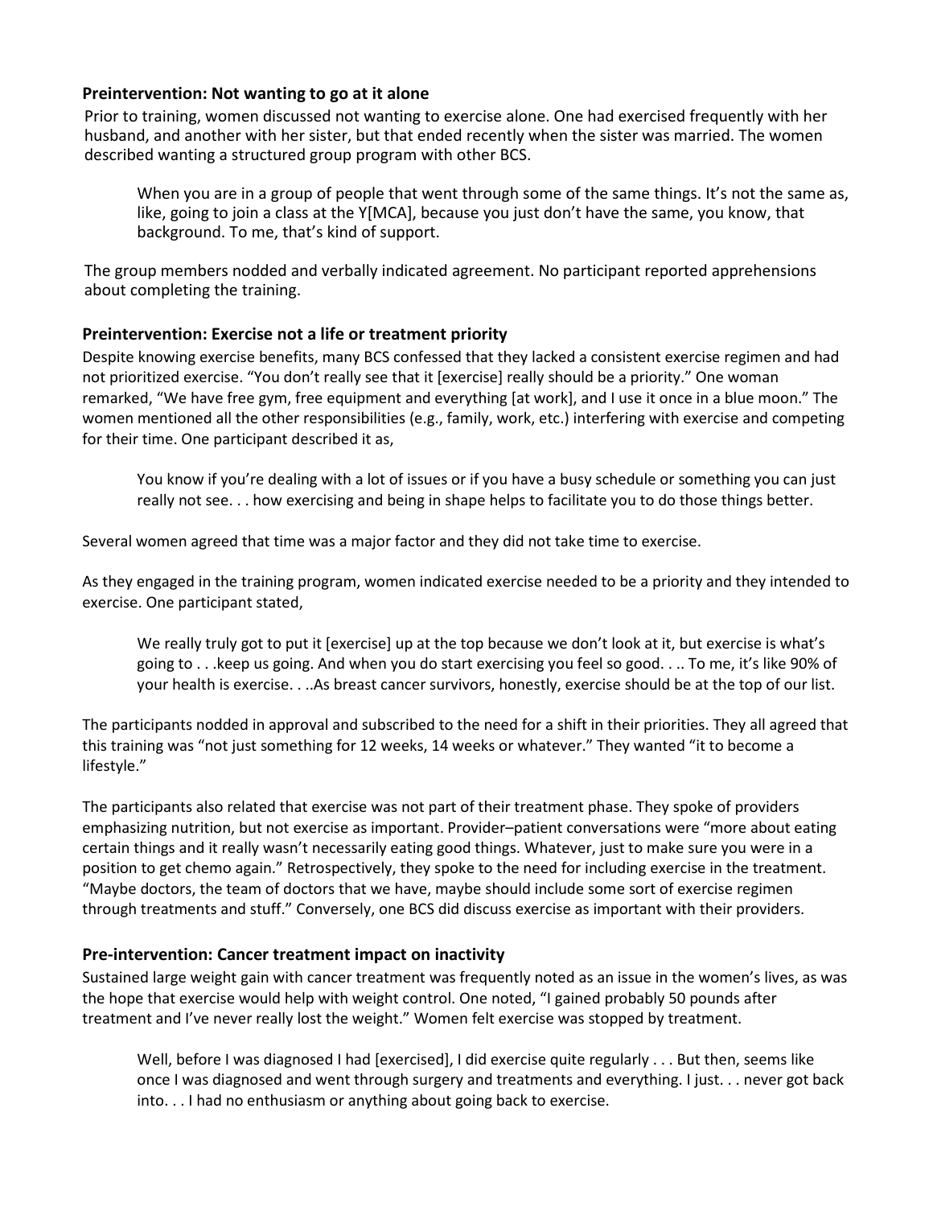### Preintervention: Not wanting to go at it alone

Prior to training, women discussed not wanting to exercise alone. One had exercised frequently with her husband, and another with her sister, but that ended recently when the sister was married. The women described wanting a structured group program with other BCS.

> When you are in a group of people that went through some of the same things. It's not the same as, like, going to join a class at the Y[MCA], because you just don't have the same, you know, that background. To me, that's kind of support.

The group members nodded and verbally indicated agreement. No participant reported apprehensions about completing the training.

### Preintervention: Exercise not a life or treatment priority

Despite knowing exercise benefits, many BCS confessed that they lacked a consistent exercise regimen and had not prioritized exercise. "You don't really see that it [exercise] really should be a priority." One woman remarked, "We have free gym, free equipment and everything [at work], and I use it once in a blue moon." The women mentioned all the other responsibilities (e.g., family, work, etc.) interfering with exercise and competing for their time. One participant described it as,

> You know if you're dealing with a lot of issues or if you have a busy schedule or something you can just really not see. . . how exercising and being in shape helps to facilitate you to do those things better.

Several women agreed that time was a major factor and they did not take time to exercise.

As they engaged in the training program, women indicated exercise needed to be a priority and they intended to exercise. One participant stated,

> We really truly got to put it [exercise] up at the top because we don't look at it, but exercise is what's going to . . .keep us going. And when you do start exercising you feel so good. . .. To me, it's like 90% of your health is exercise. . ..As breast cancer survivors, honestly, exercise should be at the top of our list.

The participants nodded in approval and subscribed to the need for a shift in their priorities. They all agreed that this training was "not just something for 12 weeks, 14 weeks or whatever." They wanted "it to become a lifestyle."

The participants also related that exercise was not part of their treatment phase. They spoke of providers emphasizing nutrition, but not exercise as important. Provider–patient conversations were "more about eating certain things and it really wasn't necessarily eating good things. Whatever, just to make sure you were in a position to get chemo again." Retrospectively, they spoke to the need for including exercise in the treatment. "Maybe doctors, the team of doctors that we have, maybe should include some sort of exercise regimen through treatments and stuff." Conversely, one BCS did discuss exercise as important with their providers.

### Pre-intervention: Cancer treatment impact on inactivity

Sustained large weight gain with cancer treatment was frequently noted as an issue in the women's lives, as was the hope that exercise would help with weight control. One noted, "I gained probably 50 pounds after treatment and I've never really lost the weight." Women felt exercise was stopped by treatment.

> Well, before I was diagnosed I had [exercised], I did exercise quite regularly . . . But then, seems like once I was diagnosed and went through surgery and treatments and everything. I just. . . never got back into. . . I had no enthusiasm or anything about going back to exercise.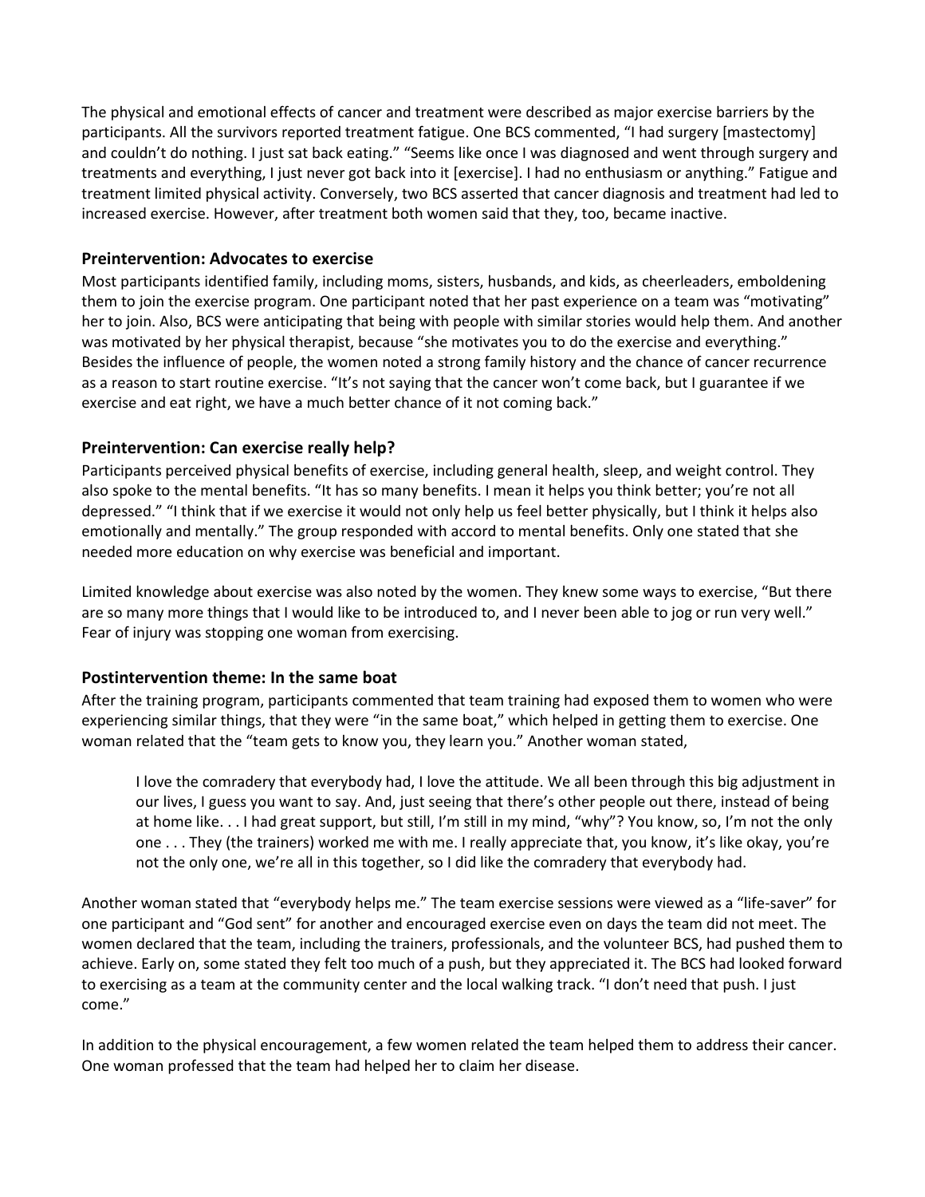The physical and emotional effects of cancer and treatment were described as major exercise barriers by the participants. All the survivors reported treatment fatigue. One BCS commented, "I had surgery [mastectomy] and couldn't do nothing. I just sat back eating." "Seems like once I was diagnosed and went through surgery and treatments and everything, I just never got back into it [exercise]. I had no enthusiasm or anything." Fatigue and treatment limited physical activity. Conversely, two BCS asserted that cancer diagnosis and treatment had led to increased exercise. However, after treatment both women said that they, too, became inactive.

### Preintervention: Advocates to exercise

Most participants identified family, including moms, sisters, husbands, and kids, as cheerleaders, emboldening them to join the exercise program. One participant noted that her past experience on a team was "motivating" her to join. Also, BCS were anticipating that being with people with similar stories would help them. And another was motivated by her physical therapist, because "she motivates you to do the exercise and everything." Besides the influence of people, the women noted a strong family history and the chance of cancer recurrence as a reason to start routine exercise. "It's not saying that the cancer won't come back, but I guarantee if we exercise and eat right, we have a much better chance of it not coming back."

### Preintervention: Can exercise really help?

Participants perceived physical benefits of exercise, including general health, sleep, and weight control. They also spoke to the mental benefits. "It has so many benefits. I mean it helps you think better; you're not all depressed." "I think that if we exercise it would not only help us feel better physically, but I think it helps also emotionally and mentally." The group responded with accord to mental benefits. Only one stated that she needed more education on why exercise was beneficial and important.

Limited knowledge about exercise was also noted by the women. They knew some ways to exercise, "But there are so many more things that I would like to be introduced to, and I never been able to jog or run very well." Fear of injury was stopping one woman from exercising.

### Postintervention theme: In the same boat

After the training program, participants commented that team training had exposed them to women who were experiencing similar things, that they were "in the same boat," which helped in getting them to exercise. One woman related that the "team gets to know you, they learn you." Another woman stated,

> I love the comradery that everybody had, I love the attitude. We all been through this big adjustment in our lives, I guess you want to say. And, just seeing that there's other people out there, instead of being at home like. . . I had great support, but still, I'm still in my mind, "why"? You know, so, I'm not the only one . . . They (the trainers) worked me with me. I really appreciate that, you know, it's like okay, you're not the only one, we're all in this together, so I did like the comradery that everybody had.

Another woman stated that "everybody helps me." The team exercise sessions were viewed as a "life-saver" for one participant and "God sent" for another and encouraged exercise even on days the team did not meet. The women declared that the team, including the trainers, professionals, and the volunteer BCS, had pushed them to achieve. Early on, some stated they felt too much of a push, but they appreciated it. The BCS had looked forward to exercising as a team at the community center and the local walking track. "I don't need that push. I just come."

In addition to the physical encouragement, a few women related the team helped them to address their cancer. One woman professed that the team had helped her to claim her disease.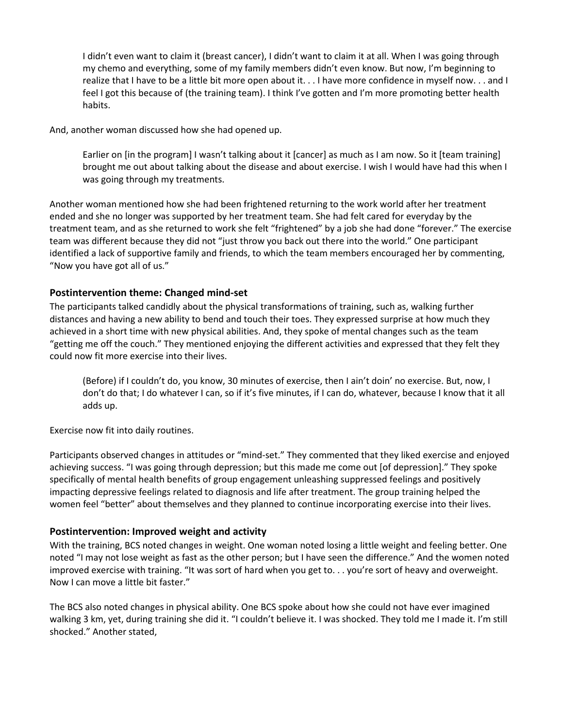> I didn't even want to claim it (breast cancer), I didn't want to claim it at all. When I was going through my chemo and everything, some of my family members didn't even know. But now, I'm beginning to realize that I have to be a little bit more open about it. . . I have more confidence in myself now. . . and I feel I got this because of (the training team). I think I've gotten and I'm more promoting better health habits.

And, another woman discussed how she had opened up.

> Earlier on [in the program] I wasn't talking about it [cancer] as much as I am now. So it [team training] brought me out about talking about the disease and about exercise. I wish I would have had this when I was going through my treatments.

Another woman mentioned how she had been frightened returning to the work world after her treatment ended and she no longer was supported by her treatment team. She had felt cared for everyday by the treatment team, and as she returned to work she felt "frightened" by a job she had done "forever." The exercise team was different because they did not "just throw you back out there into the world." One participant identified a lack of supportive family and friends, to which the team members encouraged her by commenting, "Now you have got all of us."

### Postintervention theme: Changed mind-set

The participants talked candidly about the physical transformations of training, such as, walking further distances and having a new ability to bend and touch their toes. They expressed surprise at how much they achieved in a short time with new physical abilities. And, they spoke of mental changes such as the team "getting me off the couch." They mentioned enjoying the different activities and expressed that they felt they could now fit more exercise into their lives.

> (Before) if I couldn't do, you know, 30 minutes of exercise, then I ain't doin' no exercise. But, now, I don't do that; I do whatever I can, so if it's five minutes, if I can do, whatever, because I know that it all adds up.

Exercise now fit into daily routines.

Participants observed changes in attitudes or "mind-set." They commented that they liked exercise and enjoyed achieving success. "I was going through depression; but this made me come out [of depression]." They spoke specifically of mental health benefits of group engagement unleashing suppressed feelings and positively impacting depressive feelings related to diagnosis and life after treatment. The group training helped the women feel "better" about themselves and they planned to continue incorporating exercise into their lives.

### Postintervention: Improved weight and activity

With the training, BCS noted changes in weight. One woman noted losing a little weight and feeling better. One noted "I may not lose weight as fast as the other person; but I have seen the difference." And the women noted improved exercise with training. "It was sort of hard when you get to. . . you're sort of heavy and overweight. Now I can move a little bit faster."

The BCS also noted changes in physical ability. One BCS spoke about how she could not have ever imagined walking 3 km, yet, during training she did it. "I couldn't believe it. I was shocked. They told me I made it. I'm still shocked." Another stated,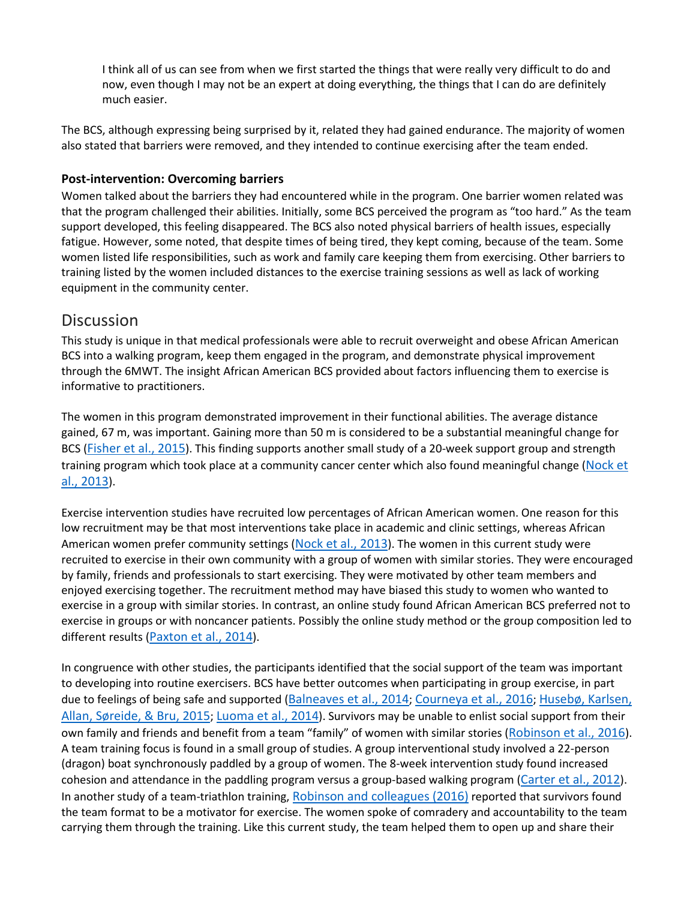> I think all of us can see from when we first started the things that were really very difficult to do and now, even though I may not be an expert at doing everything, the things that I can do are definitely much easier.

The BCS, although expressing being surprised by it, related they had gained endurance. The majority of women also stated that barriers were removed, and they intended to continue exercising after the team ended.

### Post-intervention: Overcoming barriers

Women talked about the barriers they had encountered while in the program. One barrier women related was that the program challenged their abilities. Initially, some BCS perceived the program as "too hard." As the team support developed, this feeling disappeared. The BCS also noted physical barriers of health issues, especially fatigue. However, some noted, that despite times of being tired, they kept coming, because of the team. Some women listed life responsibilities, such as work and family care keeping them from exercising. Other barriers to training listed by the women included distances to the exercise training sessions as well as lack of working equipment in the community center.

## Discussion

This study is unique in that medical professionals were able to recruit overweight and obese African American BCS into a walking program, keep them engaged in the program, and demonstrate physical improvement through the 6MWT. The insight African American BCS provided about factors influencing them to exercise is informative to practitioners.

The women in this program demonstrated improvement in their functional abilities. The average distance gained, 67 m, was important. Gaining more than 50 m is considered to be a substantial meaningful change for BCS (Fisher et al., 2015). This finding supports another small study of a 20-week support group and strength training program which took place at a community cancer center which also found meaningful change (Nock et al., 2013).

Exercise intervention studies have recruited low percentages of African American women. One reason for this low recruitment may be that most interventions take place in academic and clinic settings, whereas African American women prefer community settings (Nock et al., 2013). The women in this current study were recruited to exercise in their own community with a group of women with similar stories. They were encouraged by family, friends and professionals to start exercising. They were motivated by other team members and enjoyed exercising together. The recruitment method may have biased this study to women who wanted to exercise in a group with similar stories. In contrast, an online study found African American BCS preferred not to exercise in groups or with noncancer patients. Possibly the online study method or the group composition led to different results (Paxton et al., 2014).

In congruence with other studies, the participants identified that the social support of the team was important to developing into routine exercisers. BCS have better outcomes when participating in group exercise, in part due to feelings of being safe and supported (Balneaves et al., 2014; Courneya et al., 2016; Husebø, Karlsen, Allan, Søreide, & Bru, 2015; Luoma et al., 2014). Survivors may be unable to enlist social support from their own family and friends and benefit from a team "family" of women with similar stories (Robinson et al., 2016). A team training focus is found in a small group of studies. A group interventional study involved a 22-person (dragon) boat synchronously paddled by a group of women. The 8-week intervention study found increased cohesion and attendance in the paddling program versus a group-based walking program (Carter et al., 2012). In another study of a team-triathlon training, Robinson and colleagues (2016) reported that survivors found the team format to be a motivator for exercise. The women spoke of comradery and accountability to the team carrying them through the training. Like this current study, the team helped them to open up and share their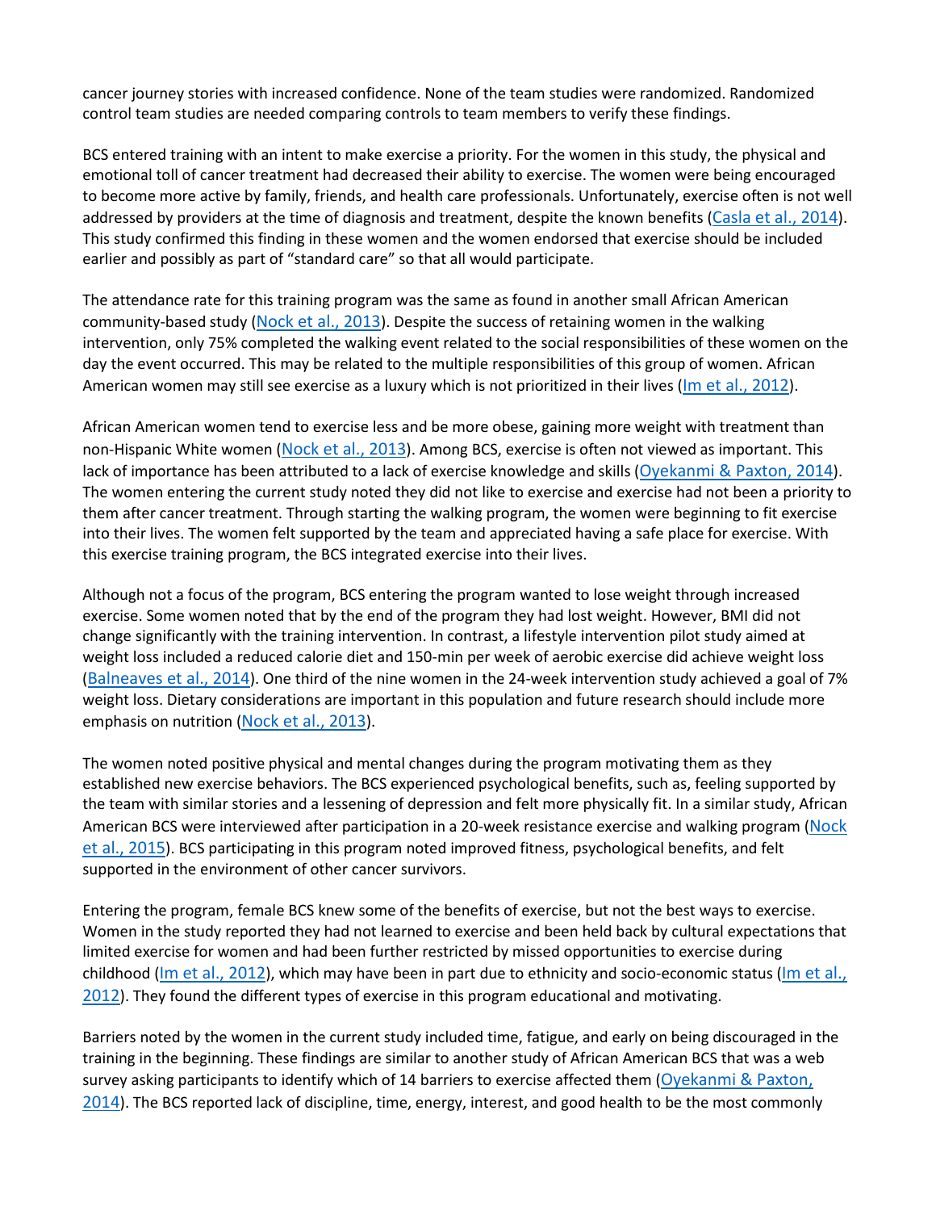cancer journey stories with increased confidence. None of the team studies were randomized. Randomized control team studies are needed comparing controls to team members to verify these findings.

BCS entered training with an intent to make exercise a priority. For the women in this study, the physical and emotional toll of cancer treatment had decreased their ability to exercise. The women were being encouraged to become more active by family, friends, and health care professionals. Unfortunately, exercise often is not well addressed by providers at the time of diagnosis and treatment, despite the known benefits (Casla et al., 2014). This study confirmed this finding in these women and the women endorsed that exercise should be included earlier and possibly as part of "standard care" so that all would participate.

The attendance rate for this training program was the same as found in another small African American community-based study (Nock et al., 2013). Despite the success of retaining women in the walking intervention, only 75% completed the walking event related to the social responsibilities of these women on the day the event occurred. This may be related to the multiple responsibilities of this group of women. African American women may still see exercise as a luxury which is not prioritized in their lives (Im et al., 2012).

African American women tend to exercise less and be more obese, gaining more weight with treatment than non-Hispanic White women (Nock et al., 2013). Among BCS, exercise is often not viewed as important. This lack of importance has been attributed to a lack of exercise knowledge and skills (Oyekanmi & Paxton, 2014). The women entering the current study noted they did not like to exercise and exercise had not been a priority to them after cancer treatment. Through starting the walking program, the women were beginning to fit exercise into their lives. The women felt supported by the team and appreciated having a safe place for exercise. With this exercise training program, the BCS integrated exercise into their lives.

Although not a focus of the program, BCS entering the program wanted to lose weight through increased exercise. Some women noted that by the end of the program they had lost weight. However, BMI did not change significantly with the training intervention. In contrast, a lifestyle intervention pilot study aimed at weight loss included a reduced calorie diet and 150-min per week of aerobic exercise did achieve weight loss (Balneaves et al., 2014). One third of the nine women in the 24-week intervention study achieved a goal of 7% weight loss. Dietary considerations are important in this population and future research should include more emphasis on nutrition (Nock et al., 2013).

The women noted positive physical and mental changes during the program motivating them as they established new exercise behaviors. The BCS experienced psychological benefits, such as, feeling supported by the team with similar stories and a lessening of depression and felt more physically fit. In a similar study, African American BCS were interviewed after participation in a 20-week resistance exercise and walking program (Nock et al., 2015). BCS participating in this program noted improved fitness, psychological benefits, and felt supported in the environment of other cancer survivors.

Entering the program, female BCS knew some of the benefits of exercise, but not the best ways to exercise. Women in the study reported they had not learned to exercise and been held back by cultural expectations that limited exercise for women and had been further restricted by missed opportunities to exercise during childhood (Im et al., 2012), which may have been in part due to ethnicity and socio-economic status (Im et al., 2012). They found the different types of exercise in this program educational and motivating.

Barriers noted by the women in the current study included time, fatigue, and early on being discouraged in the training in the beginning. These findings are similar to another study of African American BCS that was a web survey asking participants to identify which of 14 barriers to exercise affected them (Oyekanmi & Paxton, 2014). The BCS reported lack of discipline, time, energy, interest, and good health to be the most commonly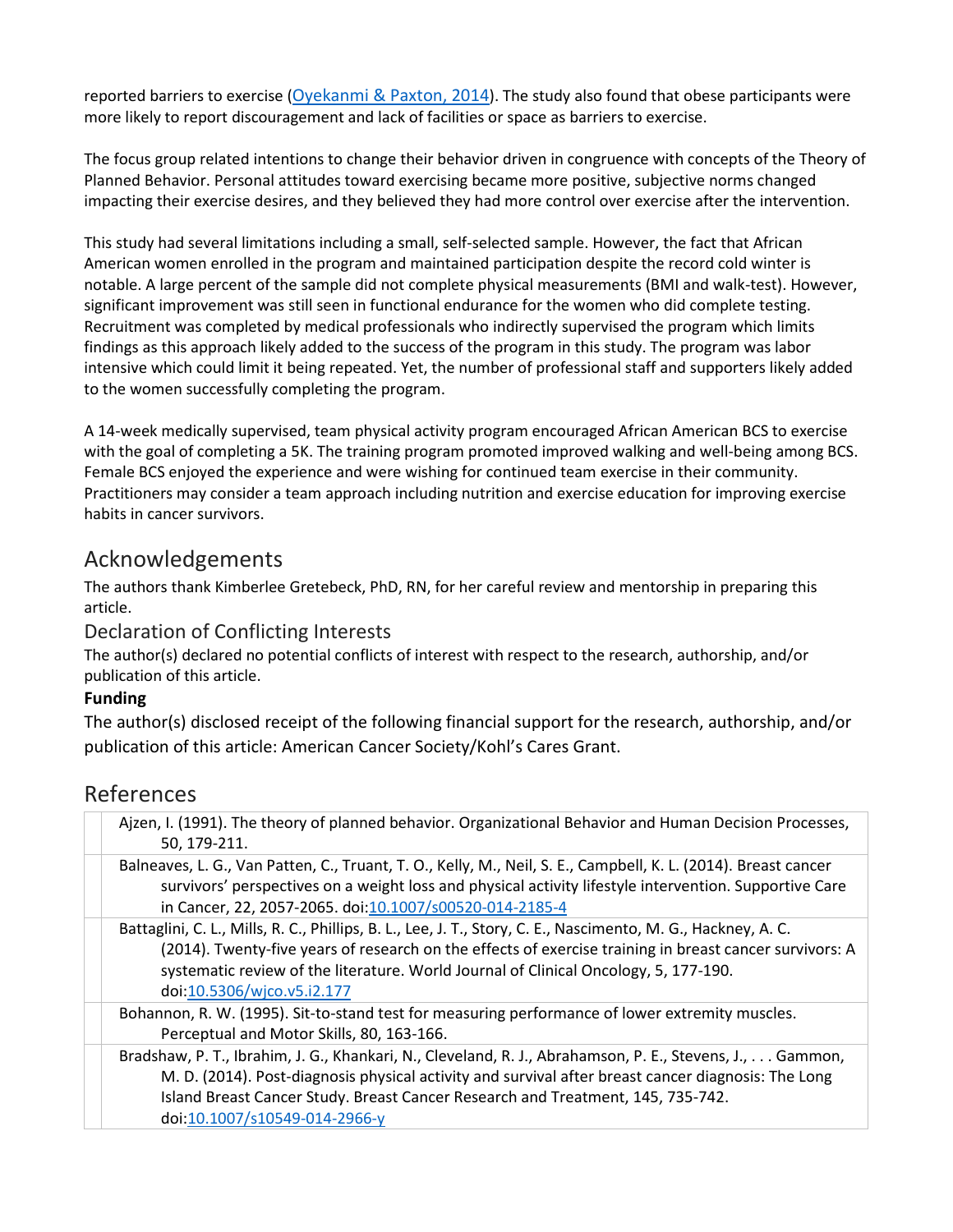reported barriers to exercise (Oyekanmi & Paxton, 2014). The study also found that obese participants were more likely to report discouragement and lack of facilities or space as barriers to exercise.

The focus group related intentions to change their behavior driven in congruence with concepts of the Theory of Planned Behavior. Personal attitudes toward exercising became more positive, subjective norms changed impacting their exercise desires, and they believed they had more control over exercise after the intervention.

This study had several limitations including a small, self-selected sample. However, the fact that African American women enrolled in the program and maintained participation despite the record cold winter is notable. A large percent of the sample did not complete physical measurements (BMI and walk-test). However, significant improvement was still seen in functional endurance for the women who did complete testing. Recruitment was completed by medical professionals who indirectly supervised the program which limits findings as this approach likely added to the success of the program in this study. The program was labor intensive which could limit it being repeated. Yet, the number of professional staff and supporters likely added to the women successfully completing the program.

A 14-week medically supervised, team physical activity program encouraged African American BCS to exercise with the goal of completing a 5K. The training program promoted improved walking and well-being among BCS. Female BCS enjoyed the experience and were wishing for continued team exercise in their community. Practitioners may consider a team approach including nutrition and exercise education for improving exercise habits in cancer survivors.

## Acknowledgements

The authors thank Kimberlee Gretebeck, PhD, RN, for her careful review and mentorship in preparing this article.

### Declaration of Conflicting Interests

The author(s) declared no potential conflicts of interest with respect to the research, authorship, and/or publication of this article.

**Funding**

The author(s) disclosed receipt of the following financial support for the research, authorship, and/or publication of this article: American Cancer Society/Kohl's Cares Grant.

## References

- Ajzen, I. (1991). The theory of planned behavior. Organizational Behavior and Human Decision Processes, 50, 179-211.
- Balneaves, L. G., Van Patten, C., Truant, T. O., Kelly, M., Neil, S. E., Campbell, K. L. (2014). Breast cancer survivors' perspectives on a weight loss and physical activity lifestyle intervention. Supportive Care in Cancer, 22, 2057-2065. doi:10.1007/s00520-014-2185-4
- Battaglini, C. L., Mills, R. C., Phillips, B. L., Lee, J. T., Story, C. E., Nascimento, M. G., Hackney, A. C. (2014). Twenty-five years of research on the effects of exercise training in breast cancer survivors: A systematic review of the literature. World Journal of Clinical Oncology, 5, 177-190. doi:10.5306/wjco.v5.i2.177
- Bohannon, R. W. (1995). Sit-to-stand test for measuring performance of lower extremity muscles. Perceptual and Motor Skills, 80, 163-166.
- Bradshaw, P. T., Ibrahim, J. G., Khankari, N., Cleveland, R. J., Abrahamson, P. E., Stevens, J., . . . Gammon, M. D. (2014). Post-diagnosis physical activity and survival after breast cancer diagnosis: The Long Island Breast Cancer Study. Breast Cancer Research and Treatment, 145, 735-742. doi:10.1007/s10549-014-2966-y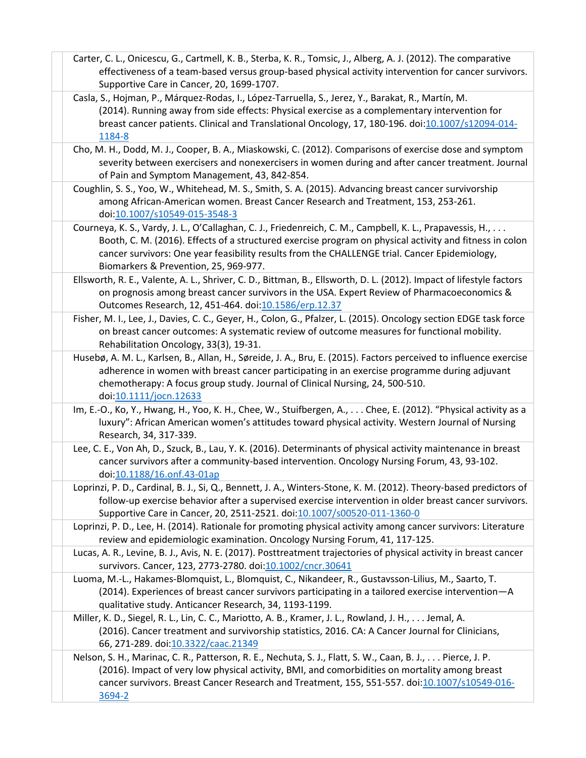Carter, C. L., Onicescu, G., Cartmell, K. B., Sterba, K. R., Tomsic, J., Alberg, A. J. (2012). The comparative effectiveness of a team-based versus group-based physical activity intervention for cancer survivors. Supportive Care in Cancer, 20, 1699-1707.

Casla, S., Hojman, P., Márquez-Rodas, I., López-Tarruella, S., Jerez, Y., Barakat, R., Martín, M. (2014). Running away from side effects: Physical exercise as a complementary intervention for breast cancer patients. Clinical and Translational Oncology, 17, 180-196. doi:10.1007/s12094-014-1184-8

Cho, M. H., Dodd, M. J., Cooper, B. A., Miaskowski, C. (2012). Comparisons of exercise dose and symptom severity between exercisers and nonexercisers in women during and after cancer treatment. Journal of Pain and Symptom Management, 43, 842-854.

Coughlin, S. S., Yoo, W., Whitehead, M. S., Smith, S. A. (2015). Advancing breast cancer survivorship among African-American women. Breast Cancer Research and Treatment, 153, 253-261. doi:10.1007/s10549-015-3548-3

Courneya, K. S., Vardy, J. L., O'Callaghan, C. J., Friedenreich, C. M., Campbell, K. L., Prapavessis, H., . . . Booth, C. M. (2016). Effects of a structured exercise program on physical activity and fitness in colon cancer survivors: One year feasibility results from the CHALLENGE trial. Cancer Epidemiology, Biomarkers & Prevention, 25, 969-977.

Ellsworth, R. E., Valente, A. L., Shriver, C. D., Bittman, B., Ellsworth, D. L. (2012). Impact of lifestyle factors on prognosis among breast cancer survivors in the USA. Expert Review of Pharmacoeconomics & Outcomes Research, 12, 451-464. doi:10.1586/erp.12.37

Fisher, M. I., Lee, J., Davies, C. C., Geyer, H., Colon, G., Pfalzer, L. (2015). Oncology section EDGE task force on breast cancer outcomes: A systematic review of outcome measures for functional mobility. Rehabilitation Oncology, 33(3), 19-31.

Husebø, A. M. L., Karlsen, B., Allan, H., Søreide, J. A., Bru, E. (2015). Factors perceived to influence exercise adherence in women with breast cancer participating in an exercise programme during adjuvant chemotherapy: A focus group study. Journal of Clinical Nursing, 24, 500-510. doi:10.1111/jocn.12633

Im, E.-O., Ko, Y., Hwang, H., Yoo, K. H., Chee, W., Stuifbergen, A., . . . Chee, E. (2012). "Physical activity as a luxury": African American women's attitudes toward physical activity. Western Journal of Nursing Research, 34, 317-339.

Lee, C. E., Von Ah, D., Szuck, B., Lau, Y. K. (2016). Determinants of physical activity maintenance in breast cancer survivors after a community-based intervention. Oncology Nursing Forum, 43, 93-102. doi:10.1188/16.onf.43-01ap

Loprinzi, P. D., Cardinal, B. J., Si, Q., Bennett, J. A., Winters-Stone, K. M. (2012). Theory-based predictors of follow-up exercise behavior after a supervised exercise intervention in older breast cancer survivors. Supportive Care in Cancer, 20, 2511-2521. doi:10.1007/s00520-011-1360-0

Loprinzi, P. D., Lee, H. (2014). Rationale for promoting physical activity among cancer survivors: Literature review and epidemiologic examination. Oncology Nursing Forum, 41, 117-125.

Lucas, A. R., Levine, B. J., Avis, N. E. (2017). Posttreatment trajectories of physical activity in breast cancer survivors. Cancer, 123, 2773-2780. doi:10.1002/cncr.30641

Luoma, M.-L., Hakames-Blomquist, L., Blomquist, C., Nikandeer, R., Gustavsson-Lilius, M., Saarto, T. (2014). Experiences of breast cancer survivors participating in a tailored exercise intervention—A qualitative study. Anticancer Research, 34, 1193-1199.

Miller, K. D., Siegel, R. L., Lin, C. C., Mariotto, A. B., Kramer, J. L., Rowland, J. H., . . . Jemal, A. (2016). Cancer treatment and survivorship statistics, 2016. CA: A Cancer Journal for Clinicians, 66, 271-289. doi:10.3322/caac.21349

Nelson, S. H., Marinac, C. R., Patterson, R. E., Nechuta, S. J., Flatt, S. W., Caan, B. J., . . . Pierce, J. P. (2016). Impact of very low physical activity, BMI, and comorbidities on mortality among breast cancer survivors. Breast Cancer Research and Treatment, 155, 551-557. doi:10.1007/s10549-016-3694-2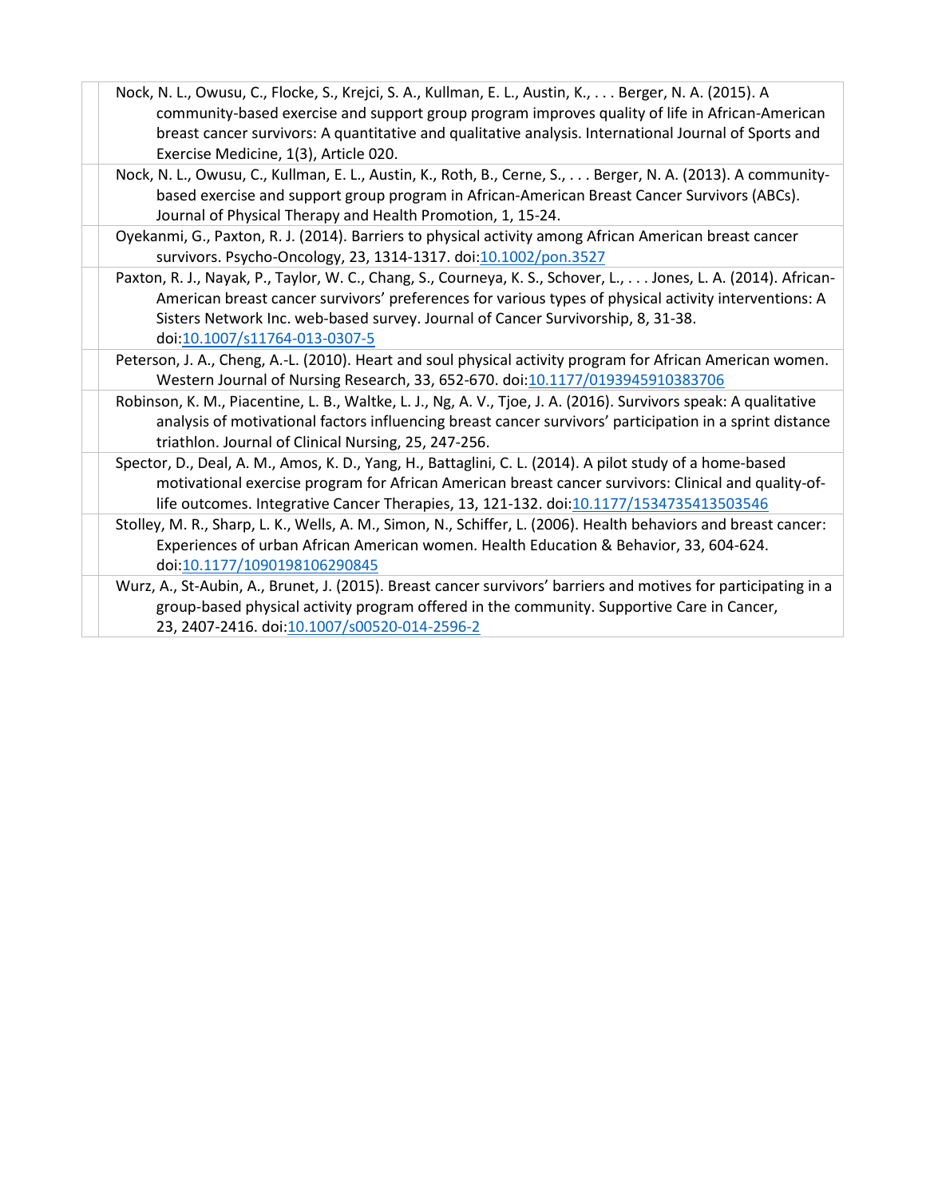Nock, N. L., Owusu, C., Flocke, S., Krejci, S. A., Kullman, E. L., Austin, K., . . . Berger, N. A. (2015). A community-based exercise and support group program improves quality of life in African-American breast cancer survivors: A quantitative and qualitative analysis. International Journal of Sports and Exercise Medicine, 1(3), Article 020.

Nock, N. L., Owusu, C., Kullman, E. L., Austin, K., Roth, B., Cerne, S., . . . Berger, N. A. (2013). A community-based exercise and support group program in African-American Breast Cancer Survivors (ABCs). Journal of Physical Therapy and Health Promotion, 1, 15-24.

Oyekanmi, G., Paxton, R. J. (2014). Barriers to physical activity among African American breast cancer survivors. Psycho-Oncology, 23, 1314-1317. doi:10.1002/pon.3527

Paxton, R. J., Nayak, P., Taylor, W. C., Chang, S., Courneya, K. S., Schover, L., . . . Jones, L. A. (2014). African-American breast cancer survivors' preferences for various types of physical activity interventions: A Sisters Network Inc. web-based survey. Journal of Cancer Survivorship, 8, 31-38. doi:10.1007/s11764-013-0307-5

Peterson, J. A., Cheng, A.-L. (2010). Heart and soul physical activity program for African American women. Western Journal of Nursing Research, 33, 652-670. doi:10.1177/0193945910383706

Robinson, K. M., Piacentine, L. B., Waltke, L. J., Ng, A. V., Tjoe, J. A. (2016). Survivors speak: A qualitative analysis of motivational factors influencing breast cancer survivors' participation in a sprint distance triathlon. Journal of Clinical Nursing, 25, 247-256.

Spector, D., Deal, A. M., Amos, K. D., Yang, H., Battaglini, C. L. (2014). A pilot study of a home-based motivational exercise program for African American breast cancer survivors: Clinical and quality-of-life outcomes. Integrative Cancer Therapies, 13, 121-132. doi:10.1177/1534735413503546

Stolley, M. R., Sharp, L. K., Wells, A. M., Simon, N., Schiffer, L. (2006). Health behaviors and breast cancer: Experiences of urban African American women. Health Education & Behavior, 33, 604-624. doi:10.1177/1090198106290845

Wurz, A., St-Aubin, A., Brunet, J. (2015). Breast cancer survivors' barriers and motives for participating in a group-based physical activity program offered in the community. Supportive Care in Cancer, 23, 2407-2416. doi:10.1007/s00520-014-2596-2